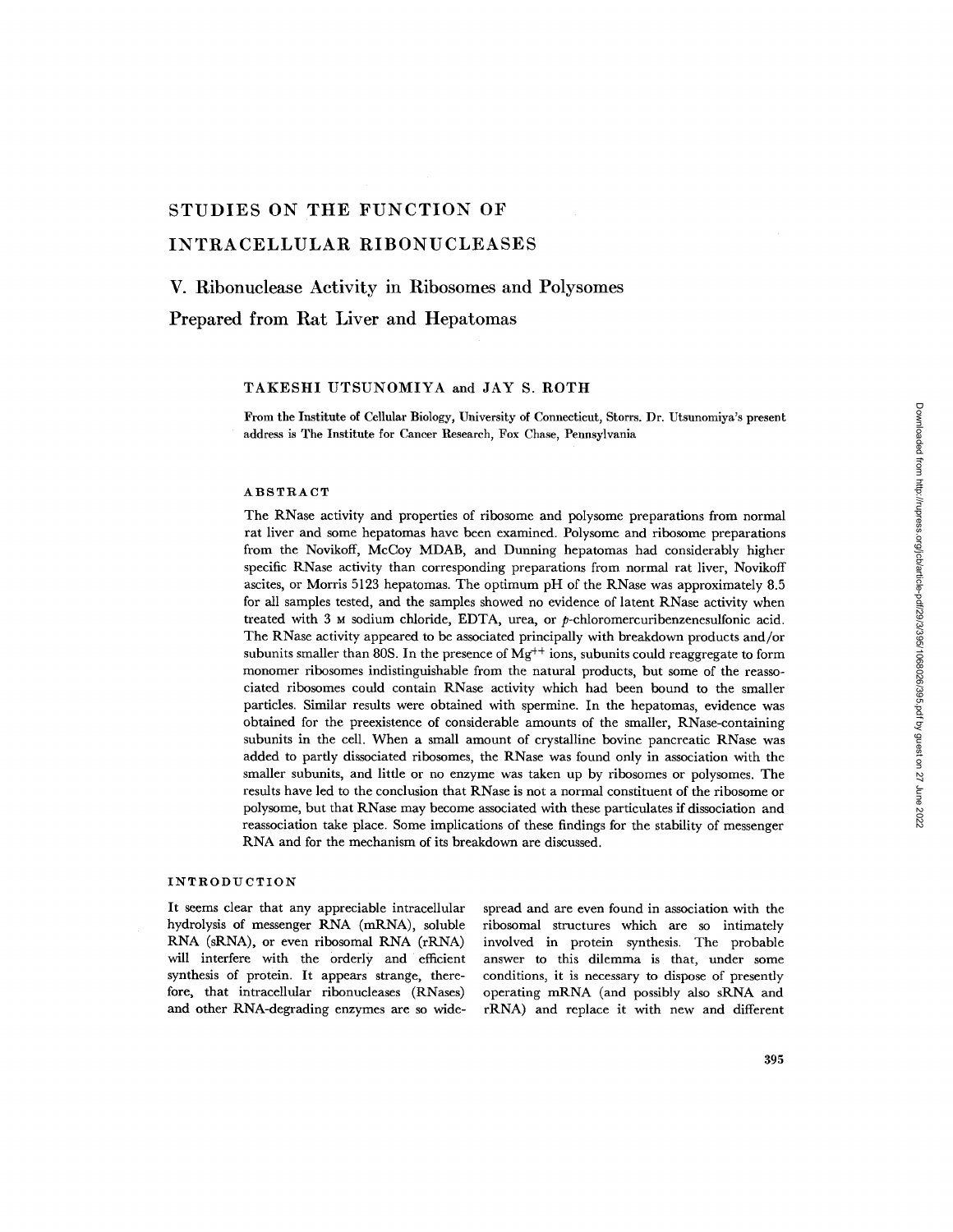# STUDIES ON THE FUNCTION OF INTRACELLULAR RIBONUCLEASES

## V. Ribonuclease Activity in Ribosomes and Polysomes Prepared from Rat Liver and Hepatomas

TAKESHI UTSUNOMIYA and JAY S. ROTH

From the Institute of Cellular Biology, University of Connecticut, Storrs. Dr. Utsunomiya's present address is The Institute for Cancer Research, Fox Chase, Pennsylvania

### ABSTRACT

The RNase activity and properties of ribosome and polysome preparations from normal rat liver and some hepatomas have been examined. Polysome and ribosome preparations from the Novikoff, McCoy MDAB, and Dunning hepatomas had considerably higher specific RNase activity than corresponding preparations from normal rat liver, Novikoff ascites, or Morris 5123 hepatomas. The optimum pH of the RNase was approximately 8.5 for all samples tested, and the samples showed no evidence of latent RNase activity when treated with 3 M sodium chloride, EDTA, urea, or *p*-chloromercuribenzenesulfonic acid. The RNase activity appeared to be associated principally with breakdown products and/or subunits smaller than 80S. In the presence of $Mg^{++}$ ions, subunits could reaggregate to form monomer ribosomes indistinguishable from the natural products, but some of the reassociated ribosomes could contain RNase activity which had been bound to the smaller particles. Similar results were obtained with spermine. In the hepatomas, evidence was obtained for the preexistence of considerable amounts of the smaller, RNase-containing subunits in the cell. When a small amount of crystalline bovine pancreatic RNase was added to partly dissociated ribosomes, the RNase was found only in association with the smaller subunits, and little or no enzyme was taken up by ribosomes or polysomes. The results have led to the conclusion that RNase is not a normal constituent of the ribosome or polysome, but that RNase may become associated with these particulates if dissociation and reassociation take place. Some implications of these findings for the stability of messenger RNA and for the mechanism of its breakdown are discussed.

### INTRODUCTION

It seems clear that any appreciable intracellular hydrolysis of messenger RNA (mRNA), soluble RNA (sRNA), or even ribosomal RNA (rRNA) will interfere with the orderly and efficient synthesis of protein. It appears strange, therefore, that intracellular ribonucleases (RNases) and other RNA-degrading enzymes are so widespread and are even found in association with the ribosomal structures which are so intimately involved in protein synthesis. The probable answer to this dilemma is that, under some conditions, it is necessary to dispose of presently operating mRNA (and possibly also sRNA and rRNA) and replace it with new and different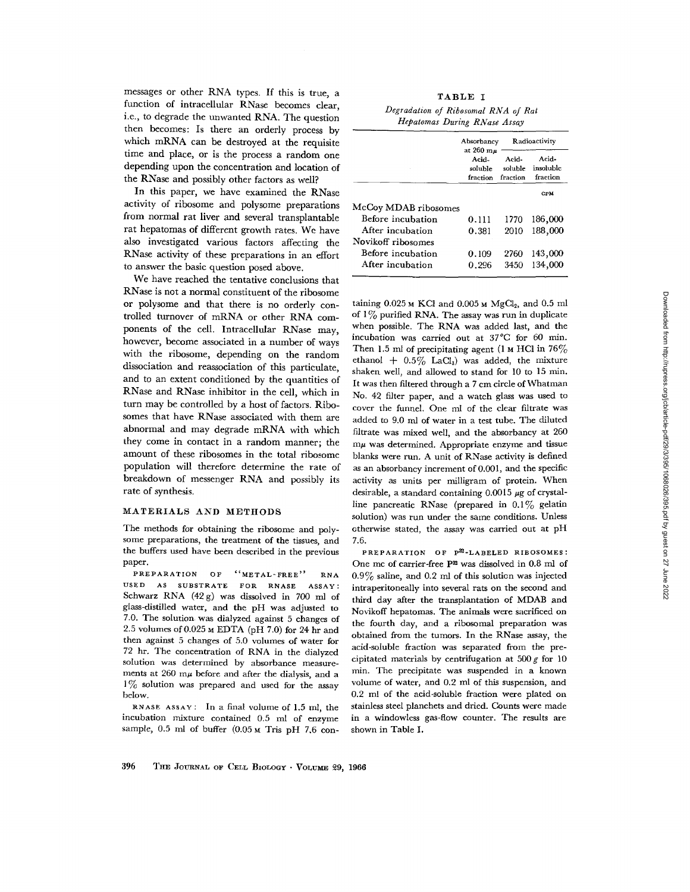messages or other RNA types. If this is true, a function of intracellular RNase becomes clear, i.e., to degrade the unwanted RNA. The question then becomes: Is there an orderly process by which mRNA can be destroyed at the requisite time and place, or is the process a random one depending upon the concentration and location of the RNase and possibly other factors as well?

In this paper, we have examined the RNase activity of ribosome and polysome preparations from normal rat liver and several transplantable rat hepatomas of different growth rates. We have also investigated various factors affecting the RNase activity of these preparations in an effort to answer the basic question posed above.

We have reached the tentative conclusions that RNase is not a normal constituent of the ribosome or polysome and that there is no orderly controlled turnover of mRNA or other RNA components of the cell. Intracellular RNase may, however, become associated in a number of ways with the ribosome, depending on the random dissociation and reassociation of this particulate, and to an extent conditioned by the quantities of RNase and RNase inhibitor in the cell, which in turn may be controlled by a host of factors. Ribosomes that have RNase associated with them are abnormal and may degrade mRNA with which they come in contact in a random manner; the amount of these ribosomes in the total ribosome population will therefore determine the rate of breakdown of messenger RNA and possibly its rate of synthesis.

## MATERIALS AND METHODS

The methods for obtaining the ribosome and polysome preparations, the treatment of the tissues, and the buffers used have been described in the previous paper.

PREPARATION OF "METAL-FREE" RNA USED AS SUBSTRATE FOR RNASE ASSAY: Schwarz RNA (42 g) was dissolved in 700 ml of glass-distilled water, and the pH was adjusted to 7.0. The solution was dialyzed against 5 changes of 2.5 volumes of 0.025 M EDTA (pH 7.0) for 24 hr and then against 5 changes of 5.0 volumes of water for 72 hr. The concentration of RNA in the dialyzed solution was determined by absorbance measurements at 260 mμ before and after the dialysis, and a 1% solution was prepared and used for the assay below.

RNASE ASSAY: In a final volume of 1.5 ml, the incubation mixture contained 0.5 ml of enzyme sample, 0.5 ml of buffer (0.05 M Tris pH 7.6 containing 0.025 M KCl and 0.005 M $MgCl_2$, and 0.5 ml of 1% purified RNA. The assay was run in duplicate when possible. The RNA was added last, and the incubation was carried out at 37°C for 60 min. Then 1.5 ml of precipitating agent (1 M HCl in 76% ethanol + 0.5% $LaCl_3$) was added, the mixture shaken well, and allowed to stand for 10 to 15 min. It was then filtered through a 7 cm circle of Whatman No. 42 filter paper, and a watch glass was used to cover the funnel. One ml of the clear filtrate was added to 9.0 ml of water in a test tube. The diluted filtrate was mixed well, and the absorbancy at 260 mμ was determined. Appropriate enzyme and tissue blanks were run. A unit of RNase activity is defined as an absorbancy increment of 0.001, and the specific activity as units per milligram of protein. When desirable, a standard containing 0.0015 μg of crystalline pancreatic RNase (prepared in 0.1% gelatin solution) was run under the same conditions. Unless otherwise stated, the assay was carried out at pH 7.6.

PREPARATION OF $P^{32}$-LABELED RIBOSOMES: One mc of carrier-free $P^{32}$ was dissolved in 0.8 ml of 0.9% saline, and 0.2 ml of this solution was injected intraperitoneally into several rats on the second and third day after the transplantation of MDAB and Novikoff hepatomas. The animals were sacrificed on the fourth day, and a ribosomal preparation was obtained from the tumors. In the RNase assay, the acid-soluble fraction was separated from the precipitated materials by centrifugation at 500 *g* for 10 min. The precipitate was suspended in a known volume of water, and 0.2 ml of this suspension, and 0.2 ml of the acid-soluble fraction were plated on stainless steel planchets and dried. Counts were made in a windowless gas-flow counter. The results are shown in Table I.

**TABLE I**

*Degradation of Ribosomal RNA of Rat Hepatomas During RNase Assay*

| | Absorbancy at 260 mμ | Radioactivity | |
|---|---|---|---|
| | Acid-soluble fraction | Acid-soluble fraction | Acid-insoluble fraction |
| | | | CPM |
| McCoy MDAB ribosomes | | | |
| Before incubation | 0.111 | 1770 | 186,000 |
| After incubation | 0.381 | 2010 | 188,000 |
| Novikoff ribosomes | | | |
| Before incubation | 0.109 | 2760 | 143,000 |
| After incubation | 0.296 | 3450 | 134,000 |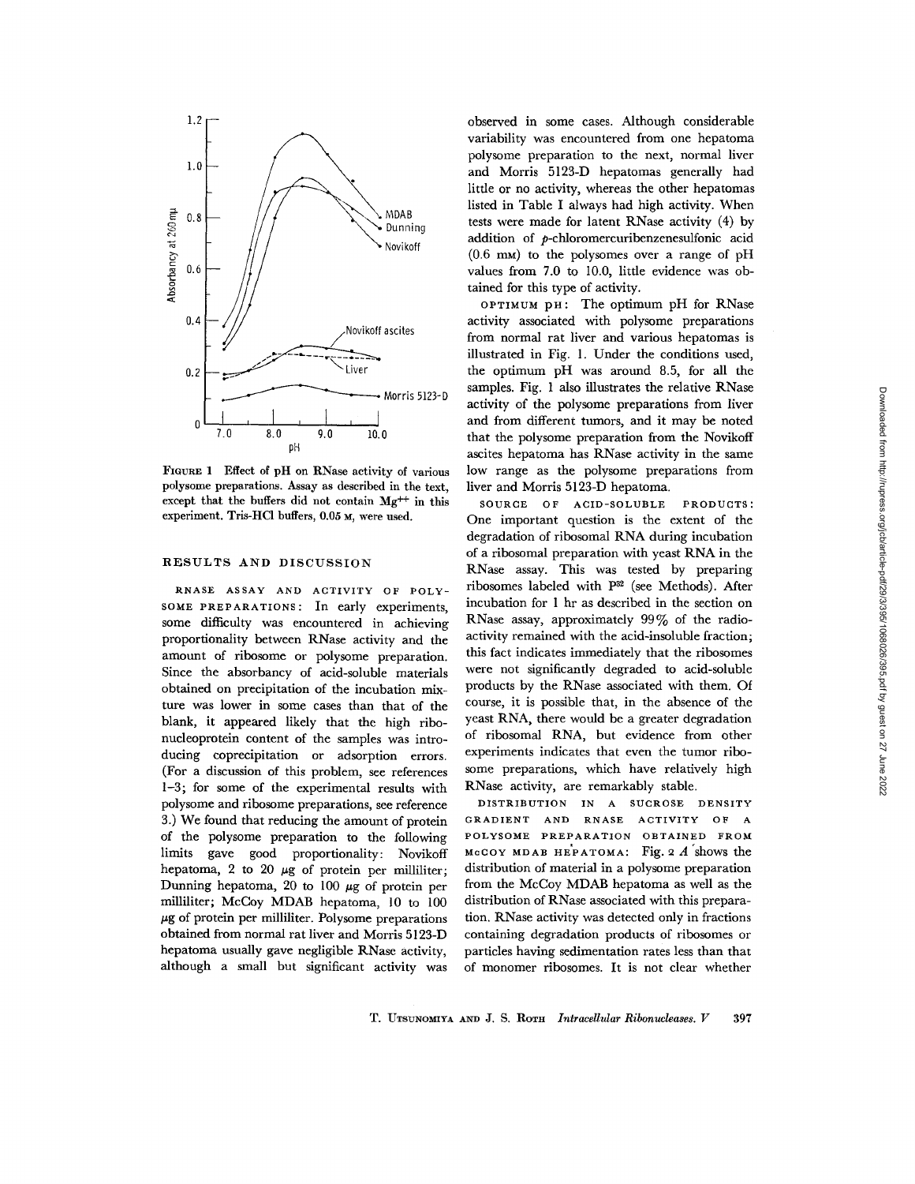FIGURE 1 Effect of pH on RNase activity of various polysome preparations. Assay as described in the text, except that the buffers did not contain $Mg^{++}$ in this experiment. Tris-HCl buffers, 0.05 M, were used.

## RESULTS AND DISCUSSION

RNASE ASSAY AND ACTIVITY OF POLYSOME PREPARATIONS: In early experiments, some difficulty was encountered in achieving proportionality between RNase activity and the amount of ribosome or polysome preparation. Since the absorbancy of acid-soluble materials obtained on precipitation of the incubation mixture was lower in some cases than that of the blank, it appeared likely that the high ribonucleoprotein content of the samples was introducing coprecipitation or adsorption errors. (For a discussion of this problem, see references 1–3; for some of the experimental results with polysome and ribosome preparations, see reference 3.) We found that reducing the amount of protein of the polysome preparation to the following limits gave good proportionality: Novikoff hepatoma, 2 to 20 μg of protein per milliliter; Dunning hepatoma, 20 to 100 μg of protein per milliliter; McCoy MDAB hepatoma, 10 to 100 μg of protein per milliliter. Polysome preparations obtained from normal rat liver and Morris 5123-D hepatoma usually gave negligible RNase activity, although a small but significant activity was observed in some cases. Although considerable variability was encountered from one hepatoma polysome preparation to the next, normal liver and Morris 5123-D hepatomas generally had little or no activity, whereas the other hepatomas listed in Table I always had high activity. When tests were made for latent RNase activity (4) by addition of *p*-chloromercuribenzenesulfonic acid (0.6 mM) to the polysomes over a range of pH values from 7.0 to 10.0, little evidence was obtained for this type of activity.

OPTIMUM PH: The optimum pH for RNase activity associated with polysome preparations from normal rat liver and various hepatomas is illustrated in Fig. 1. Under the conditions used, the optimum pH was around 8.5, for all the samples. Fig. 1 also illustrates the relative RNase activity of the polysome preparations from liver and from different tumors, and it may be noted that the polysome preparation from the Novikoff ascites hepatoma has RNase activity in the same low range as the polysome preparations from liver and Morris 5123-D hepatoma.

SOURCE OF ACID-SOLUBLE PRODUCTS: One important question is the extent of the degradation of ribosomal RNA during incubation of a ribosomal preparation with yeast RNA in the RNase assay. This was tested by preparing ribosomes labeled with $P^{32}$ (see Methods). After incubation for 1 hr as described in the section on RNase assay, approximately 99% of the radioactivity remained with the acid-insoluble fraction; this fact indicates immediately that the ribosomes were not significantly degraded to acid-soluble products by the RNase associated with them. Of course, it is possible that, in the absence of the yeast RNA, there would be a greater degradation of ribosomal RNA, but evidence from other experiments indicates that even the tumor ribosome preparations, which have relatively high RNase activity, are remarkably stable.

DISTRIBUTION IN A SUCROSE DENSITY GRADIENT AND RNASE ACTIVITY OF A POLYSOME PREPARATION OBTAINED FROM McCOY MDAB HEPATOMA: Fig. 2 *A* shows the distribution of material in a polysome preparation from the McCoy MDAB hepatoma as well as the distribution of RNase associated with this preparation. RNase activity was detected only in fractions containing degradation products of ribosomes or particles having sedimentation rates less than that of monomer ribosomes. It is not clear whether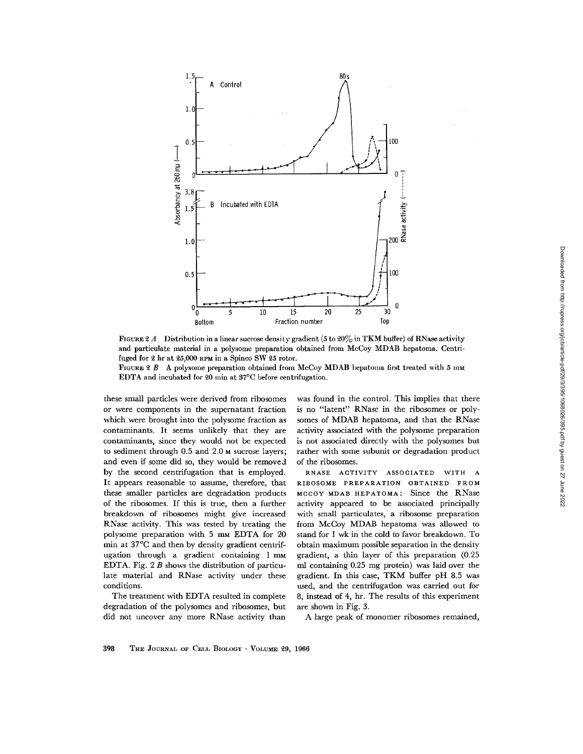FIGURE 2 *A* Distribution in a linear sucrose density gradient (5 to 20% in TKM buffer) of RNase activity and particulate material in a polysome preparation obtained from McCoy MDAB hepatoma. Centrifuged for 2 hr at 25,000 RPM in a Spinco SW 25 rotor.

FIGURE 2 *B* A polysome preparation obtained from McCoy MDAB hepatoma first treated with 5 mM EDTA and incubated for 20 min at 37°C before centrifugation.

these small particles were derived from ribosomes or were components in the supernatant fraction which were brought into the polysome fraction as contaminants. It seems unlikely that they are contaminants, since they would not be expected to sediment through 0.5 and 2.0 M sucrose layers; and even if some did so, they would be removed by the second centrifugation that is employed. It appears reasonable to assume, therefore, that these smaller particles are degradation products of the ribosomes. If this is true, then a further breakdown of ribosomes might give increased RNase activity. This was tested by treating the polysome preparation with 5 mM EDTA for 20 min at 37°C and then by density gradient centrifugation through a gradient containing 1 mM EDTA. Fig. 2 *B* shows the distribution of particulate material and RNase activity under these conditions.

The treatment with EDTA resulted in complete degradation of the polysomes and ribosomes, but did not uncover any more RNase activity than was found in the control. This implies that there is no "latent" RNase in the ribosomes or polysomes of MDAB hepatoma, and that the RNase activity associated with the polysome preparation is not associated directly with the polysomes but rather with some subunit or degradation product of the ribosomes.

RNASE ACTIVITY ASSOCIATED WITH A RIBOSOME PREPARATION OBTAINED FROM MCCOY MDAB HEPATOMA: Since the RNase activity appeared to be associated principally with small particulates, a ribosome preparation from McCoy MDAB hepatoma was allowed to stand for 1 wk in the cold to favor breakdown. To obtain maximum possible separation in the density gradient, a thin layer of this preparation (0.25 ml containing 0.25 mg protein) was laid over the gradient. In this case, TKM buffer pH 8.5 was used, and the centrifugation was carried out for 8, instead of 4, hr. The results of this experiment are shown in Fig. 3.

A large peak of monomer ribosomes remained,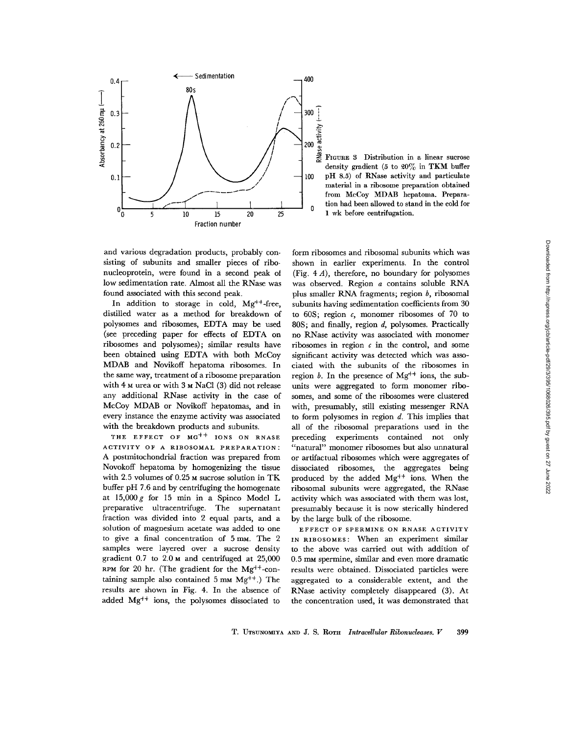FIGURE 3 Distribution in a linear sucrose density gradient (5 to 20% in TKM buffer pH 8.5) of RNase activity and particulate material in a ribosome preparation obtained from McCoy MDAB hepatoma. Preparation had been allowed to stand in the cold for 1 wk before centrifugation.

and various degradation products, probably consisting of subunits and smaller pieces of ribonucleoprotein, were found in a second peak of low sedimentation rate. Almost all the RNase was found associated with this second peak.

In addition to storage in cold, $Mg^{++}$-free, distilled water as a method for breakdown of polysomes and ribosomes, EDTA may be used (see preceding paper for effects of EDTA on ribosomes and polysomes); similar results have been obtained using EDTA with both McCoy MDAB and Novikoff hepatoma ribosomes. In the same way, treatment of a ribosome preparation with 4 M urea or with 3 M NaCl (3) did not release any additional RNase activity in the case of McCoy MDAB or Novikoff hepatomas, and in every instance the enzyme activity was associated with the breakdown products and subunits.

**THE EFFECT OF $MG^{++}$ IONS ON RNASE ACTIVITY OF A RIBOSOMAL PREPARATION:** A postmitochondrial fraction was prepared from Novokoff hepatoma by homogenizing the tissue with 2.5 volumes of 0.25 M sucrose solution in TK buffer pH 7.6 and by centrifuging the homogenate at 15,000 $g$ for 15 min in a Spinco Model L preparative ultracentrifuge. The supernatant fraction was divided into 2 equal parts, and a solution of magnesium acetate was added to one to give a final concentration of 5 mM. The 2 samples were layered over a sucrose density gradient 0.7 to 2.0 M and centrifuged at 25,000 RPM for 20 hr. (The gradient for the $Mg^{++}$-containing sample also contained 5 mM $Mg^{++}$.) The results are shown in Fig. 4. In the absence of added $Mg^{++}$ ions, the polysomes dissociated to form ribosomes and ribosomal subunits which was shown in earlier experiments. In the control (Fig. 4 *A*), therefore, no boundary for polysomes was observed. Region *a* contains soluble RNA plus smaller RNA fragments; region *b*, ribosomal subunits having sedimentation coefficients from 30 to 60S; region *c*, monomer ribosomes of 70 to 80S; and finally, region *d*, polysomes. Practically no RNase activity was associated with monomer ribosomes in region *c* in the control, and some significant activity was detected which was associated with the subunits of the ribosomes in region *b*. In the presence of $Mg^{++}$ ions, the subunits were aggregated to form monomer ribosomes, and some of the ribosomes were clustered with, presumably, still existing messenger RNA to form polysomes in region *d*. This implies that all of the ribosomal preparations used in the preceding experiments contained not only "natural" monomer ribosomes but also unnatural or artifactual ribosomes which were aggregates of dissociated ribosomes, the aggregates being produced by the added $Mg^{++}$ ions. When the ribosomal subunits were aggregated, the RNase activity which was associated with them was lost, presumably because it is now sterically hindered by the large bulk of the ribosome.

**EFFECT OF SPERMINE ON RNASE ACTIVITY IN RIBOSOMES:** When an experiment similar to the above was carried out with addition of 0.5 mM spermine, similar and even more dramatic results were obtained. Dissociated particles were aggregated to a considerable extent, and the RNase activity completely disappeared (3). At the concentration used, it was demonstrated that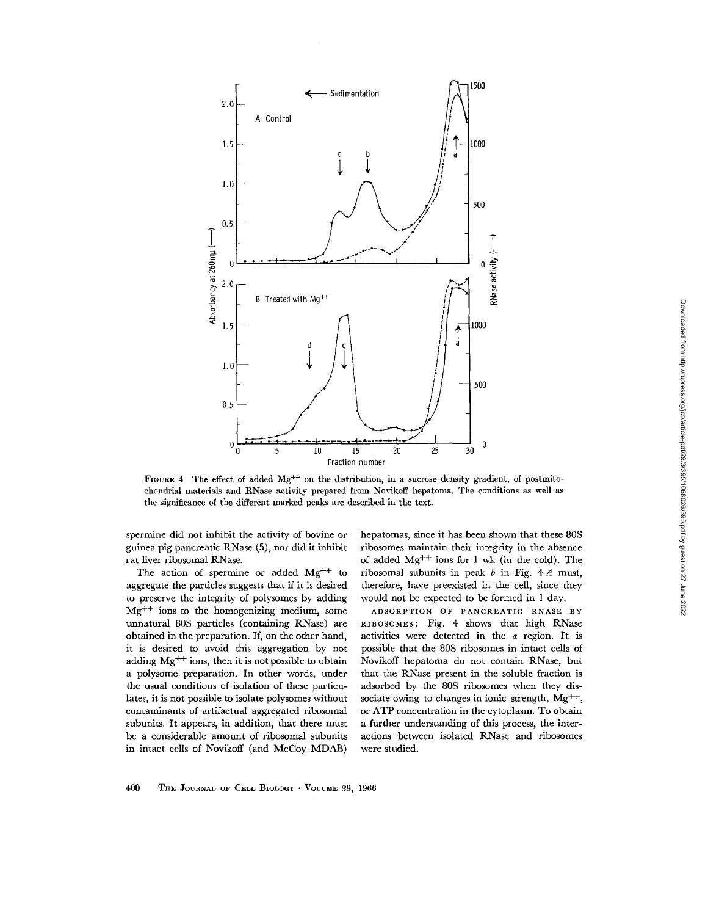FIGURE 4 The effect of added $Mg^{++}$ on the distribution, in a sucrose density gradient, of postmitochondrial materials and RNase activity prepared from Novikoff hepatoma. The conditions as well as the significance of the different marked peaks are described in the text.

spermine did not inhibit the activity of bovine or guinea pig pancreatic RNase (5), nor did it inhibit rat liver ribosomal RNase.

The action of spermine or added $Mg^{++}$ to aggregate the particles suggests that if it is desired to preserve the integrity of polysomes by adding $Mg^{++}$ ions to the homogenizing medium, some unnatural 80S particles (containing RNase) are obtained in the preparation. If, on the other hand, it is desired to avoid this aggregation by not adding $Mg^{++}$ ions, then it is not possible to obtain a polysome preparation. In other words, under the usual conditions of isolation of these particulates, it is not possible to isolate polysomes without contaminants of artifactual aggregated ribosomal subunits. It appears, in addition, that there must be a considerable amount of ribosomal subunits in intact cells of Novikoff (and McCoy MDAB) hepatomas, since it has been shown that these 80S ribosomes maintain their integrity in the absence of added $Mg^{++}$ ions for 1 wk (in the cold). The ribosomal subunits in peak *b* in Fig. 4 *A* must, therefore, have preexisted in the cell, since they would not be expected to be formed in 1 day.

ADSORPTION OF PANCREATIC RNASE BY RIBOSOMES: Fig. 4 shows that high RNase activities were detected in the *a* region. It is possible that the 80S ribosomes in intact cells of Novikoff hepatoma do not contain RNase, but that the RNase present in the soluble fraction is adsorbed by the 80S ribosomes when they dissociate owing to changes in ionic strength, $Mg^{++}$, or ATP concentration in the cytoplasm. To obtain a further understanding of this process, the interactions between isolated RNase and ribosomes were studied.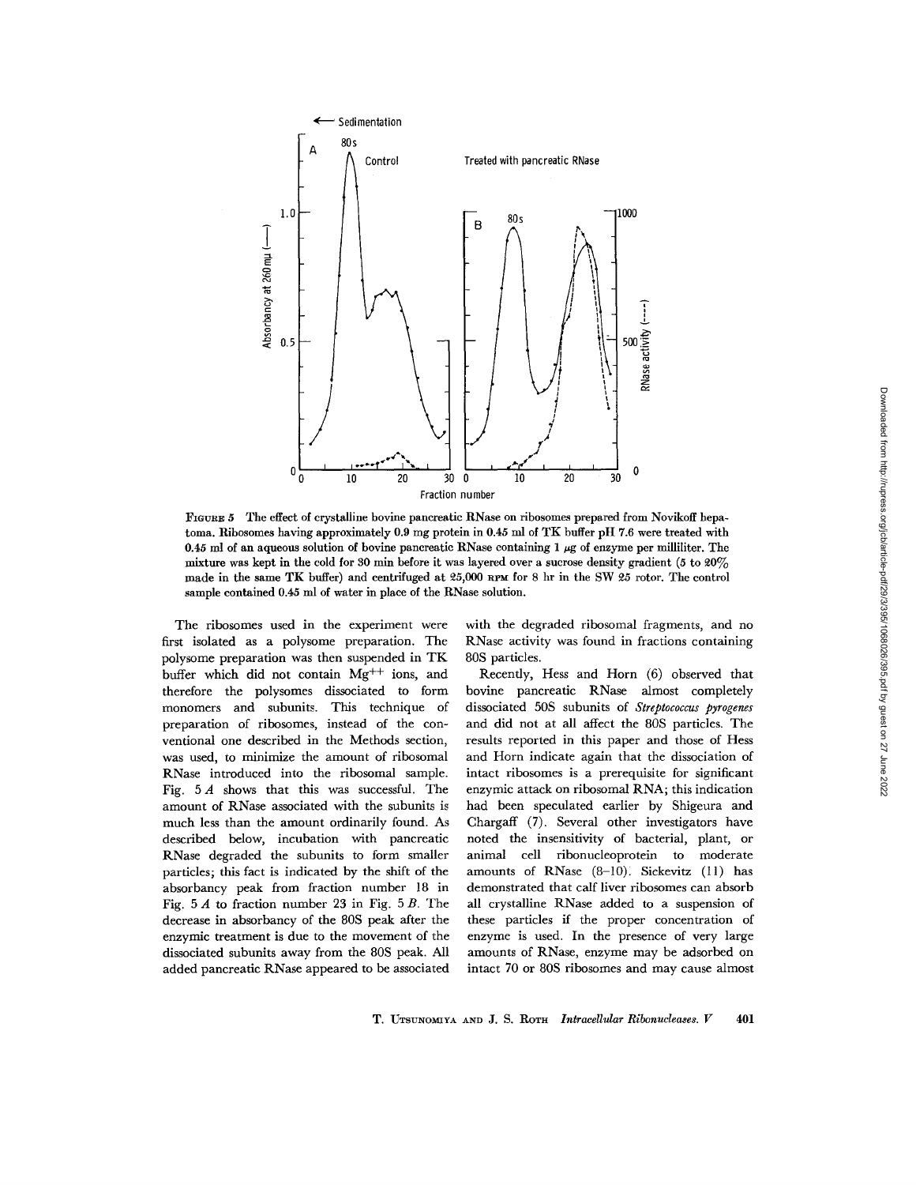FIGURE 5 The effect of crystalline bovine pancreatic RNase on ribosomes prepared from Novikoff hepatoma. Ribosomes having approximately 0.9 mg protein in 0.45 ml of TK buffer pH 7.6 were treated with 0.45 ml of an aqueous solution of bovine pancreatic RNase containing 1 μg of enzyme per milliliter. The mixture was kept in the cold for 30 min before it was layered over a sucrose density gradient (5 to 20% made in the same TK buffer) and centrifuged at 25,000 RPM for 8 hr in the SW 25 rotor. The control sample contained 0.45 ml of water in place of the RNase solution.

The ribosomes used in the experiment were first isolated as a polysome preparation. The polysome preparation was then suspended in TK buffer which did not contain $Mg^{++}$ ions, and therefore the polysomes dissociated to form monomers and subunits. This technique of preparation of ribosomes, instead of the conventional one described in the Methods section, was used, to minimize the amount of ribosomal RNase introduced into the ribosomal sample. Fig. 5 *A* shows that this was successful. The amount of RNase associated with the subunits is much less than the amount ordinarily found. As described below, incubation with pancreatic RNase degraded the subunits to form smaller particles; this fact is indicated by the shift of the absorbancy peak from fraction number 18 in Fig. 5 *A* to fraction number 23 in Fig. 5 *B*. The decrease in absorbancy of the 80S peak after the enzymic treatment is due to the movement of the dissociated subunits away from the 80S peak. All added pancreatic RNase appeared to be associated with the degraded ribosomal fragments, and no RNase activity was found in fractions containing 80S particles.

Recently, Hess and Horn (6) observed that bovine pancreatic RNase almost completely dissociated 50S subunits of *Streptococcus pyrogenes* and did not at all affect the 80S particles. The results reported in this paper and those of Hess and Horn indicate again that the dissociation of intact ribosomes is a prerequisite for significant enzymic attack on ribosomal RNA; this indication had been speculated earlier by Shigeura and Chargaff (7). Several other investigators have noted the insensitivity of bacterial, plant, or animal cell ribonucleoprotein to moderate amounts of RNase (8–10). Sickevitz (11) has demonstrated that calf liver ribosomes can absorb all crystalline RNase added to a suspension of these particles if the proper concentration of enzyme is used. In the presence of very large amounts of RNase, enzyme may be adsorbed on intact 70 or 80S ribosomes and may cause almost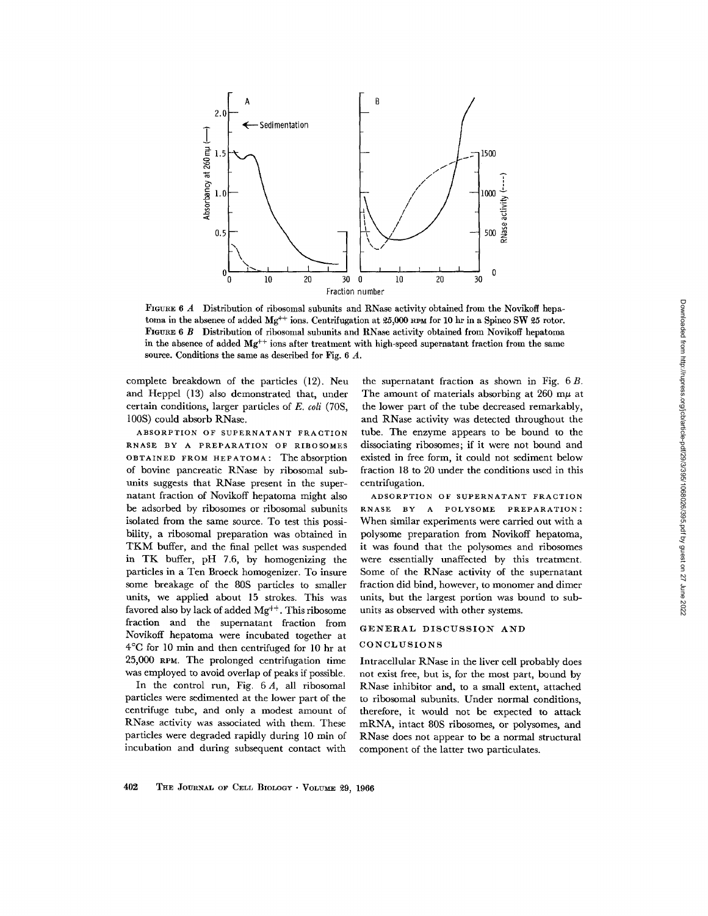FIGURE 6 A Distribution of ribosomal subunits and RNase activity obtained from the Novikoff hepatoma in the absence of added $Mg^{++}$ ions. Centrifugation at 25,000 RPM for 10 hr in a Spinco SW 25 rotor.
FIGURE 6 B Distribution of ribosomal subunits and RNase activity obtained from Novikoff hepatoma in the absence of added $Mg^{++}$ ions after treatment with high-speed supernatant fraction from the same source. Conditions the same as described for Fig. 6 A.

complete breakdown of the particles (12). Neu and Heppel (13) also demonstrated that, under certain conditions, larger particles of *E. coli* (70S, 100S) could absorb RNase.

ABSORPTION OF SUPERNATANT FRACTION RNASE BY A PREPARATION OF RIBOSOMES OBTAINED FROM HEPATOMA: The absorption of bovine pancreatic RNase by ribosomal subunits suggests that RNase present in the supernatant fraction of Novikoff hepatoma might also be adsorbed by ribosomes or ribosomal subunits isolated from the same source. To test this possibility, a ribosomal preparation was obtained in TKM buffer, and the final pellet was suspended in TK buffer, pH 7.6, by homogenizing the particles in a Ten Broeck homogenizer. To insure some breakage of the 80S particles to smaller units, we applied about 15 strokes. This was favored also by lack of added $Mg^{++}$. This ribosome fraction and the supernatant fraction from Novikoff hepatoma were incubated together at 4°C for 10 min and then centrifuged for 10 hr at 25,000 RPM. The prolonged centrifugation time was employed to avoid overlap of peaks if possible.

In the control run, Fig. 6 A, all ribosomal particles were sedimented at the lower part of the centrifuge tube, and only a modest amount of RNase activity was associated with them. These particles were degraded rapidly during 10 min of incubation and during subsequent contact with the supernatant fraction as shown in Fig. 6 B. The amount of materials absorbing at 260 mμ at the lower part of the tube decreased remarkably, and RNase activity was detected throughout the tube. The enzyme appears to be bound to the dissociating ribosomes; if it were not bound and existed in free form, it could not sediment below fraction 18 to 20 under the conditions used in this centrifugation.

ADSORPTION OF SUPERNATANT FRACTION RNASE BY A POLYSOME PREPARATION: When similar experiments were carried out with a polysome preparation from Novikoff hepatoma, it was found that the polysomes and ribosomes were essentially unaffected by this treatment. Some of the RNase activity of the supernatant fraction did bind, however, to monomer and dimer units, but the largest portion was bound to subunits as observed with other systems.

## GENERAL DISCUSSION AND CONCLUSIONS

Intracellular RNase in the liver cell probably does not exist free, but is, for the most part, bound by RNase inhibitor and, to a small extent, attached to ribosomal subunits. Under normal conditions, therefore, it would not be expected to attack mRNA, intact 80S ribosomes, or polysomes, and RNase does not appear to be a normal structural component of the latter two particulates.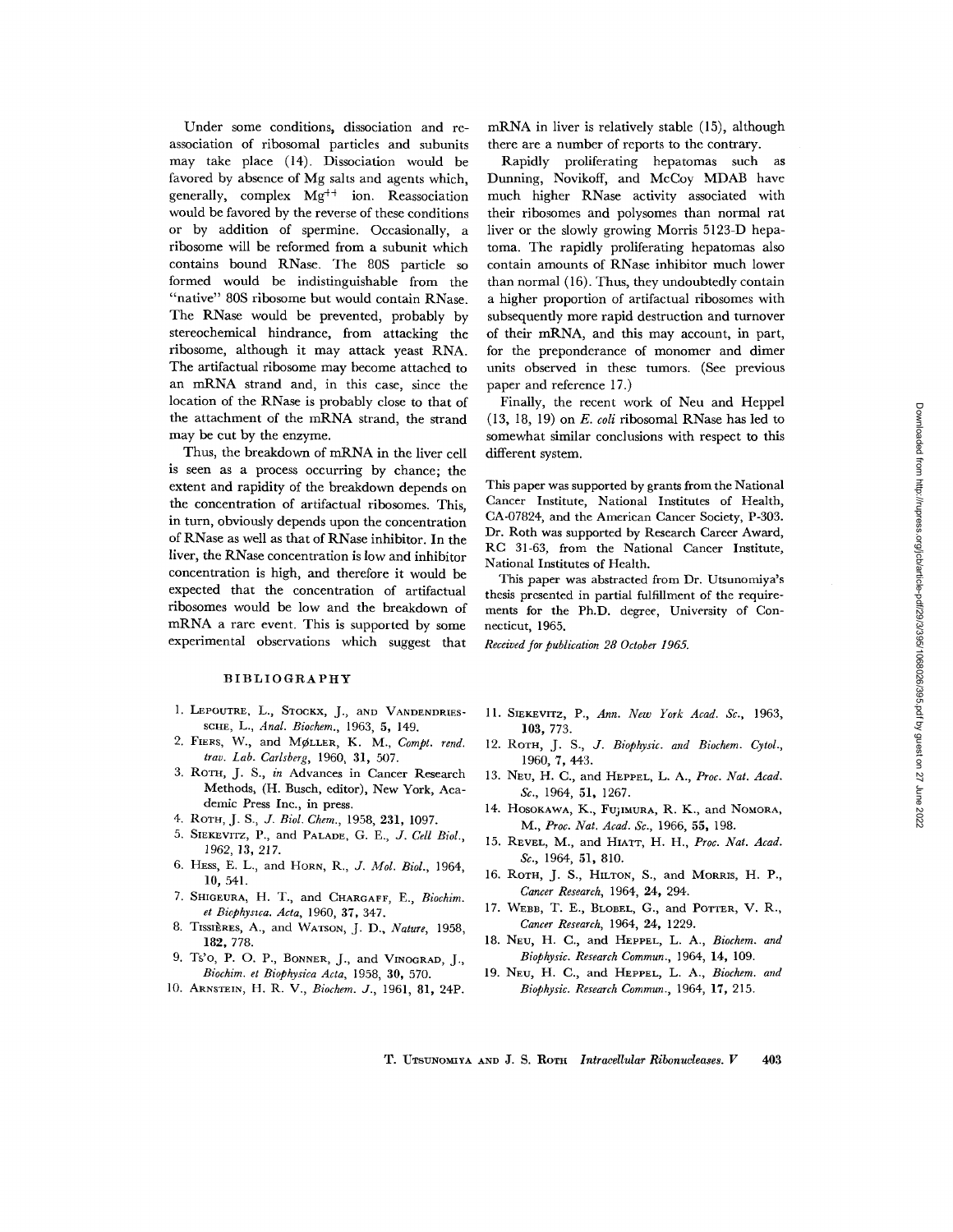Under some conditions, dissociation and reassociation of ribosomal particles and subunits may take place (14). Dissociation would be favored by absence of Mg salts and agents which, generally, complex $Mg^{++}$ ion. Reassociation would be favored by the reverse of these conditions or by addition of spermine. Occasionally, a ribosome will be reformed from a subunit which contains bound RNase. The 80S particle so formed would be indistinguishable from the "native" 80S ribosome but would contain RNase. The RNase would be prevented, probably by stereochemical hindrance, from attacking the ribosome, although it may attack yeast RNA. The artifactual ribosome may become attached to an mRNA strand and, in this case, since the location of the RNase is probably close to that of the attachment of the mRNA strand, the strand may be cut by the enzyme.

Thus, the breakdown of mRNA in the liver cell is seen as a process occurring by chance; the extent and rapidity of the breakdown depends on the concentration of artifactual ribosomes. This, in turn, obviously depends upon the concentration of RNase as well as that of RNase inhibitor. In the liver, the RNase concentration is low and inhibitor concentration is high, and therefore it would be expected that the concentration of artifactual ribosomes would be low and the breakdown of mRNA a rare event. This is supported by some experimental observations which suggest that mRNA in liver is relatively stable (15), although there are a number of reports to the contrary.

Rapidly proliferating hepatomas such as Dunning, Novikoff, and McCoy MDAB have much higher RNase activity associated with their ribosomes and polysomes than normal rat liver or the slowly growing Morris 5123-D hepatoma. The rapidly proliferating hepatomas also contain amounts of RNase inhibitor much lower than normal (16). Thus, they undoubtedly contain a higher proportion of artifactual ribosomes with subsequently more rapid destruction and turnover of their mRNA, and this may account, in part, for the preponderance of monomer and dimer units observed in these tumors. (See previous paper and reference 17.)

Finally, the recent work of Neu and Heppel (13, 18, 19) on *E. coli* ribosomal RNase has led to somewhat similar conclusions with respect to this different system.

This paper was supported by grants from the National Cancer Institute, National Institutes of Health, CA-07824, and the American Cancer Society, P-303. Dr. Roth was supported by Research Career Award, RC 31-63, from the National Cancer Institute, National Institutes of Health.

This paper was abstracted from Dr. Utsunomiya's thesis presented in partial fulfillment of the requirements for the Ph.D. degree, University of Connecticut, 1965.

*Received for publication 28 October 1965.*

## BIBLIOGRAPHY

1. Lepoutre, L., Stockx, J., and Vandendriessche, L., *Anal. Biochem.*, 1963, **5**, 149.
2. Fiers, W., and Møller, K. M., *Compt. rend. trav. Lab. Carlsberg*, 1960, **31**, 507.
3. Roth, J. S., *in* Advances in Cancer Research Methods, (H. Busch, editor), New York, Academic Press Inc., in press.
4. Roth, J. S., *J. Biol. Chem.*, 1958, **231**, 1097.
5. Siekevitz, P., and Palade, G. E., *J. Cell Biol.*, 1962, **13**, 217.
6. Hess, E. L., and Horn, R., *J. Mol. Biol.*, 1964, **10**, 541.
7. Shigeura, H. T., and Chargaff, E., *Biochim. et Biophysica. Acta*, 1960, **37**, 347.
8. Tissières, A., and Watson, J. D., *Nature*, 1958, **182**, 778.
9. Ts'o, P. O. P., Bonner, J., and Vinograd, J., *Biochim. et Biophysica Acta*, 1958, **30**, 570.
10. Arnstein, H. R. V., *Biochem. J.*, 1961, **81**, 24P.
11. Siekevitz, P., *Ann. New York Acad. Sc.*, 1963, **103**, 773.
12. Roth, J. S., *J. Biophysic. and Biochem. Cytol.*, 1960, **7**, 443.
13. Neu, H. C., and Heppel, L. A., *Proc. Nat. Acad. Sc.*, 1964, **51**, 1267.
14. Hosokawa, K., Fujimura, R. K., and Nomora, M., *Proc. Nat. Acad. Sc.*, 1966, **55**, 198.
15. Revel, M., and Hiatt, H. H., *Proc. Nat. Acad. Sc.*, 1964, **51**, 810.
16. Roth, J. S., Hilton, S., and Morris, H. P., *Cancer Research*, 1964, **24**, 294.
17. Webb, T. E., Blobel, G., and Potter, V. R., *Cancer Research*, 1964, **24**, 1229.
18. Neu, H. C., and Heppel, L. A., *Biochem. and Biophysic. Research Commun.*, 1964, **14**, 109.
19. Neu, H. C., and Heppel, L. A., *Biochem. and Biophysic. Research Commun.*, 1964, **17**, 215.